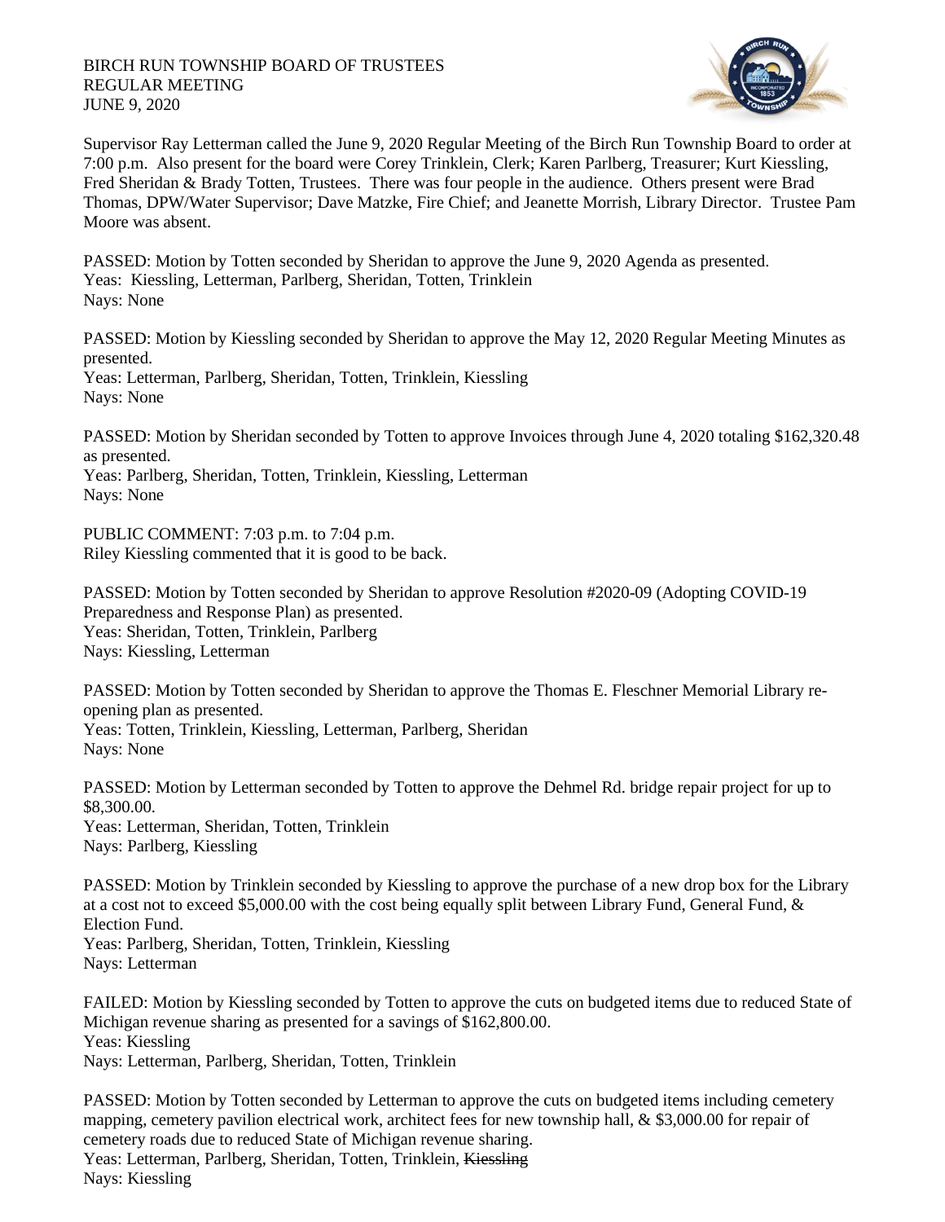BIRCH RUN TOWNSHIP BOARD OF TRUSTEES
REGULAR MEETING
JUNE 9, 2020

Supervisor Ray Letterman called the June 9, 2020 Regular Meeting of the Birch Run Township Board to order at 7:00 p.m. Also present for the board were Corey Trinklein, Clerk; Karen Parlberg, Treasurer; Kurt Kiessling, Fred Sheridan & Brady Totten, Trustees. There was four people in the audience. Others present were Brad Thomas, DPW/Water Supervisor; Dave Matzke, Fire Chief; and Jeanette Morrish, Library Director. Trustee Pam Moore was absent.

PASSED: Motion by Totten seconded by Sheridan to approve the June 9, 2020 Agenda as presented.
Yeas: Kiessling, Letterman, Parlberg, Sheridan, Totten, Trinklein
Nays: None

PASSED: Motion by Kiessling seconded by Sheridan to approve the May 12, 2020 Regular Meeting Minutes as presented.
Yeas: Letterman, Parlberg, Sheridan, Totten, Trinklein, Kiessling
Nays: None

PASSED: Motion by Sheridan seconded by Totten to approve Invoices through June 4, 2020 totaling $162,320.48 as presented.
Yeas: Parlberg, Sheridan, Totten, Trinklein, Kiessling, Letterman
Nays: None

PUBLIC COMMENT: 7:03 p.m. to 7:04 p.m.
Riley Kiessling commented that it is good to be back.

PASSED: Motion by Totten seconded by Sheridan to approve Resolution #2020-09 (Adopting COVID-19 Preparedness and Response Plan) as presented.
Yeas: Sheridan, Totten, Trinklein, Parlberg
Nays: Kiessling, Letterman

PASSED: Motion by Totten seconded by Sheridan to approve the Thomas E. Fleschner Memorial Library re-opening plan as presented.
Yeas: Totten, Trinklein, Kiessling, Letterman, Parlberg, Sheridan
Nays: None

PASSED: Motion by Letterman seconded by Totten to approve the Dehmel Rd. bridge repair project for up to $8,300.00.
Yeas: Letterman, Sheridan, Totten, Trinklein
Nays: Parlberg, Kiessling

PASSED: Motion by Trinklein seconded by Kiessling to approve the purchase of a new drop box for the Library at a cost not to exceed $5,000.00 with the cost being equally split between Library Fund, General Fund, & Election Fund.
Yeas: Parlberg, Sheridan, Totten, Trinklein, Kiessling
Nays: Letterman

FAILED: Motion by Kiessling seconded by Totten to approve the cuts on budgeted items due to reduced State of Michigan revenue sharing as presented for a savings of $162,800.00.
Yeas: Kiessling
Nays: Letterman, Parlberg, Sheridan, Totten, Trinklein

PASSED: Motion by Totten seconded by Letterman to approve the cuts on budgeted items including cemetery mapping, cemetery pavilion electrical work, architect fees for new township hall, & $3,000.00 for repair of cemetery roads due to reduced State of Michigan revenue sharing.
Yeas: Letterman, Parlberg, Sheridan, Totten, Trinklein, ~~Kiessling~~
Nays: Kiessling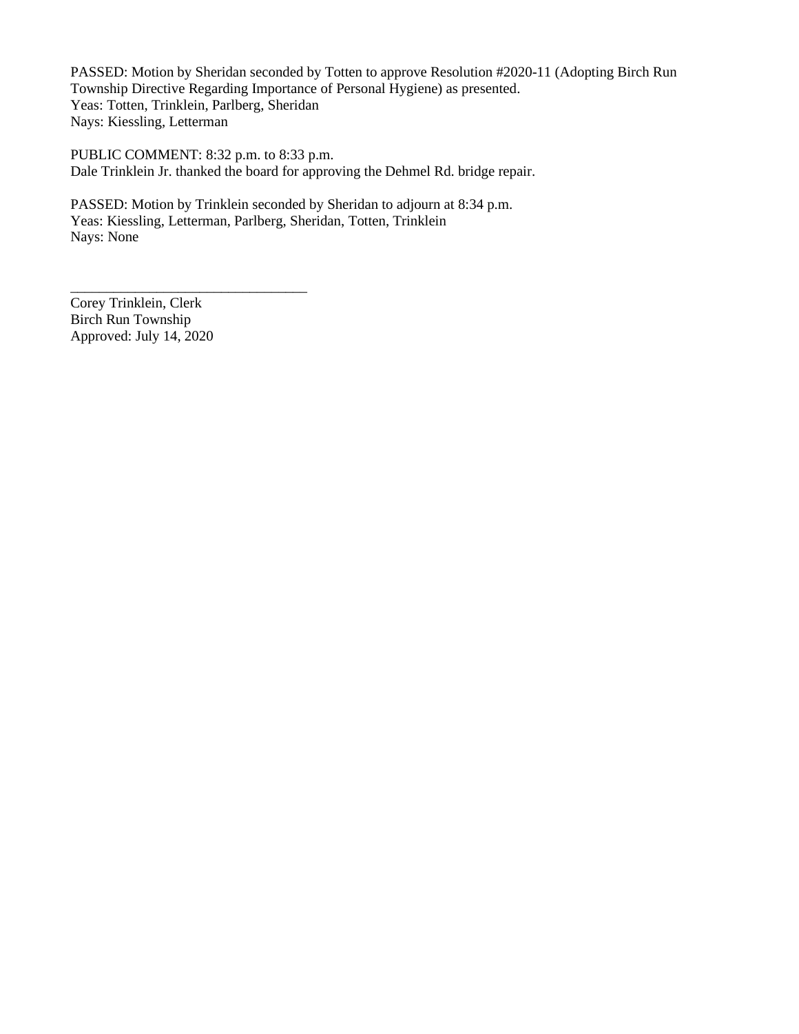PASSED: Motion by Sheridan seconded by Totten to approve Resolution #2020-11 (Adopting Birch Run Township Directive Regarding Importance of Personal Hygiene) as presented.
Yeas: Totten, Trinklein, Parlberg, Sheridan
Nays: Kiessling, Letterman

PUBLIC COMMENT: 8:32 p.m. to 8:33 p.m.
Dale Trinklein Jr. thanked the board for approving the Dehmel Rd. bridge repair.

PASSED: Motion by Trinklein seconded by Sheridan to adjourn at 8:34 p.m.
Yeas: Kiessling, Letterman, Parlberg, Sheridan, Totten, Trinklein
Nays: None

_________________________________
Corey Trinklein, Clerk
Birch Run Township
Approved: July 14, 2020